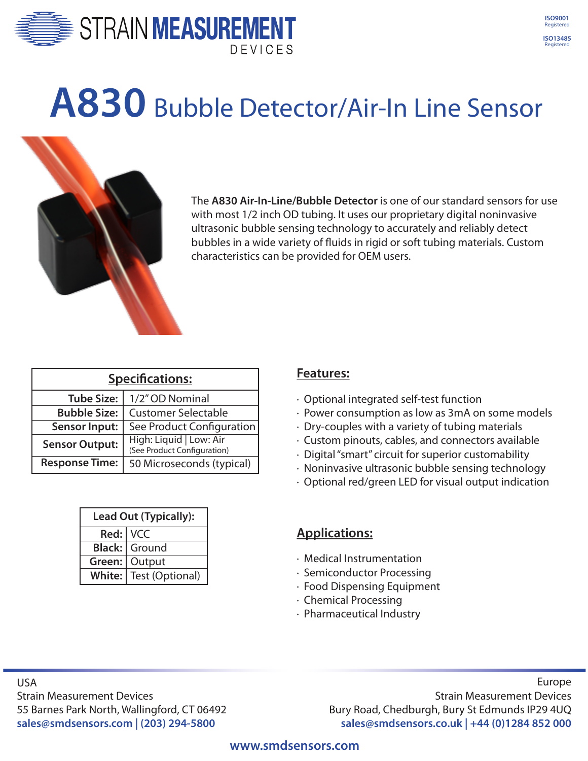STRAIN MEASUREMENT DEVICES

ISO9001 Registered

ISO13485 Registered

# A830 Bubble Detector/Air-In Line Sensor

The **A830 Air-In-Line/Bubble Detector** is one of our standard sensors for use with most 1/2 inch OD tubing. It uses our proprietary digital noninvasive ultrasonic bubble sensing technology to accurately and reliably detect bubbles in a wide variety of fluids in rigid or soft tubing materials. Custom characteristics can be provided for OEM users.

| Specifications: | |
|---|---|
| **Tube Size:** | 1/2" OD Nominal |
| **Bubble Size:** | Customer Selectable |
| **Sensor Input:** | See Product Configuration |
| **Sensor Output:** | High: Liquid \| Low: Air (See Product Configuration) |
| **Response Time:** | 50 Microseconds (typical) |

| Lead Out (Typically): | |
|---|---|
| **Red:** | VCC |
| **Black:** | Ground |
| **Green:** | Output |
| **White:** | Test (Optional) |

## Features:

- Optional integrated self-test function
- Power consumption as low as 3mA on some models
- Dry-couples with a variety of tubing materials
- Custom pinouts, cables, and connectors available
- Digital "smart" circuit for superior customability
- Noninvasive ultrasonic bubble sensing technology
- Optional red/green LED for visual output indication

## Applications:

- Medical Instrumentation
- Semiconductor Processing
- Food Dispensing Equipment
- Chemical Processing
- Pharmaceutical Industry

USA
Strain Measurement Devices
55 Barnes Park North, Wallingford, CT 06492
**sales@smdsensors.com | (203) 294-5800**

Europe
Strain Measurement Devices
Bury Road, Chedburgh, Bury St Edmunds IP29 4UQ
**sales@smdsensors.co.uk | +44 (0)1284 852 000**

**www.smdsensors.com**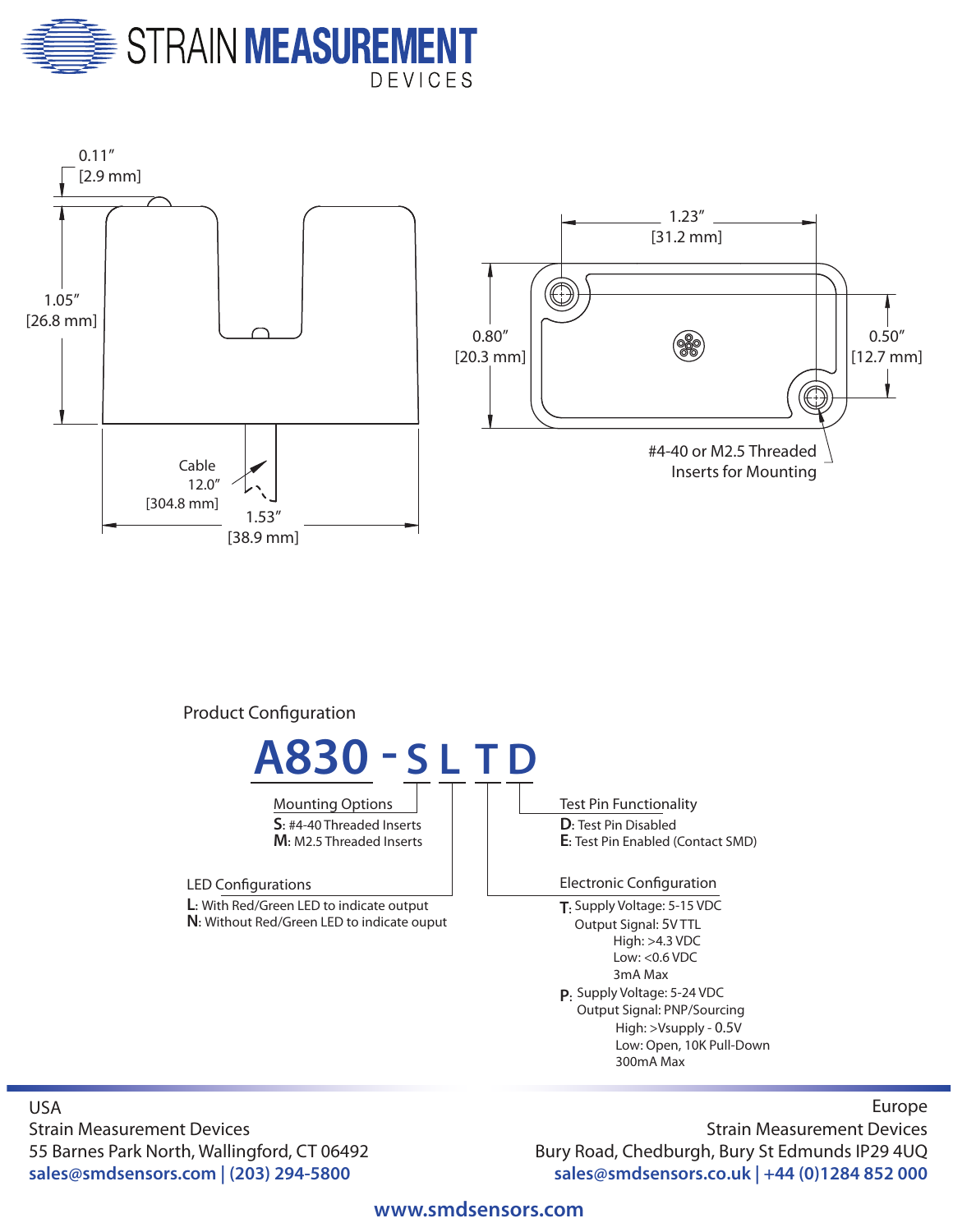STRAIN MEASUREMENT DEVICES

0.11″
[2.9 mm]

1.05″
[26.8 mm]

Cable
12.0″
[304.8 mm]

1.53″
[38.9 mm]

1.23″
[31.2 mm]

0.80″
[20.3 mm]

0.50″
[12.7 mm]

#4-40 or M2.5 Threaded Inserts for Mounting

## Product Configuration

**A830 - S L T D**

**Mounting Options**
- **S**: #4-40 Threaded Inserts
- **M**: M2.5 Threaded Inserts

**LED Configurations**
- **L**: With Red/Green LED to indicate output
- **N**: Without Red/Green LED to indicate ouput

**Test Pin Functionality**
- **D**: Test Pin Disabled
- **E**: Test Pin Enabled (Contact SMD)

**Electronic Configuration**
- **T**: Supply Voltage: 5-15 VDC
  Output Signal: 5V TTL
  High: >4.3 VDC
  Low: <0.6 VDC
  3mA Max
- **P**: Supply Voltage: 5-24 VDC
  Output Signal: PNP/Sourcing
  High: >Vsupply - 0.5V
  Low: Open, 10K Pull-Down
  300mA Max

USA
Strain Measurement Devices
55 Barnes Park North, Wallingford, CT 06492
**sales@smdsensors.com | (203) 294-5800**

Europe
Strain Measurement Devices
Bury Road, Chedburgh, Bury St Edmunds IP29 4UQ
**sales@smdsensors.co.uk | +44 (0)1284 852 000**

**www.smdsensors.com**